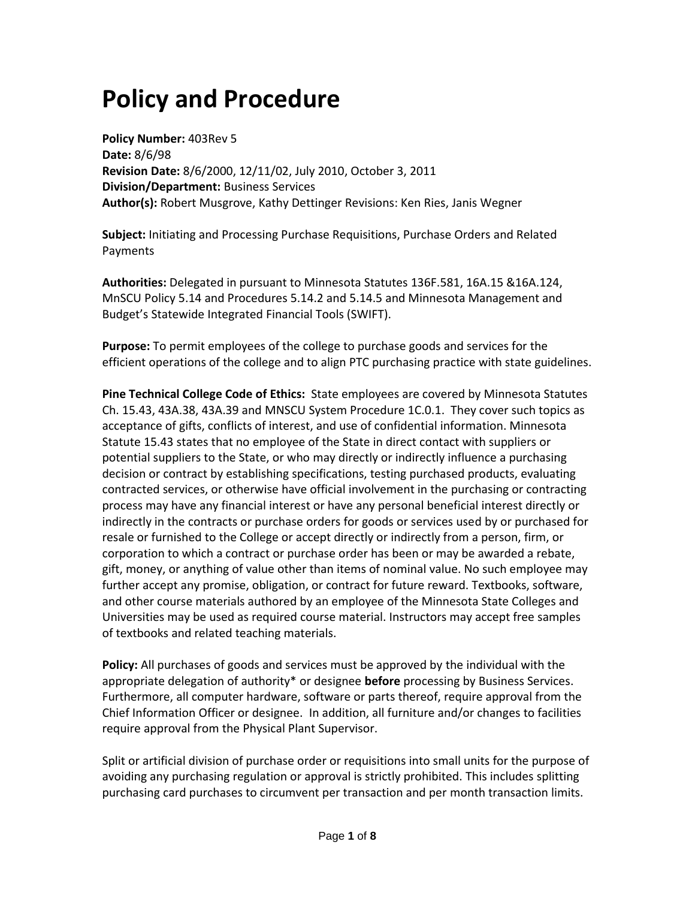# Policy and Procedure

**Policy Number:** 403Rev 5
**Date:** 8/6/98
**Revision Date:** 8/6/2000, 12/11/02, July 2010, October 3, 2011
**Division/Department:** Business Services
**Author(s):** Robert Musgrove, Kathy Dettinger Revisions: Ken Ries, Janis Wegner

**Subject:** Initiating and Processing Purchase Requisitions, Purchase Orders and Related Payments

**Authorities:** Delegated in pursuant to Minnesota Statutes 136F.581, 16A.15 &16A.124, MnSCU Policy 5.14 and Procedures 5.14.2 and 5.14.5 and Minnesota Management and Budget's Statewide Integrated Financial Tools (SWIFT).

**Purpose:** To permit employees of the college to purchase goods and services for the efficient operations of the college and to align PTC purchasing practice with state guidelines.

**Pine Technical College Code of Ethics:** State employees are covered by Minnesota Statutes Ch. 15.43, 43A.38, 43A.39 and MNSCU System Procedure 1C.0.1. They cover such topics as acceptance of gifts, conflicts of interest, and use of confidential information. Minnesota Statute 15.43 states that no employee of the State in direct contact with suppliers or potential suppliers to the State, or who may directly or indirectly influence a purchasing decision or contract by establishing specifications, testing purchased products, evaluating contracted services, or otherwise have official involvement in the purchasing or contracting process may have any financial interest or have any personal beneficial interest directly or indirectly in the contracts or purchase orders for goods or services used by or purchased for resale or furnished to the College or accept directly or indirectly from a person, firm, or corporation to which a contract or purchase order has been or may be awarded a rebate, gift, money, or anything of value other than items of nominal value. No such employee may further accept any promise, obligation, or contract for future reward. Textbooks, software, and other course materials authored by an employee of the Minnesota State Colleges and Universities may be used as required course material. Instructors may accept free samples of textbooks and related teaching materials.

**Policy:** All purchases of goods and services must be approved by the individual with the appropriate delegation of authority* or designee **before** processing by Business Services. Furthermore, all computer hardware, software or parts thereof, require approval from the Chief Information Officer or designee. In addition, all furniture and/or changes to facilities require approval from the Physical Plant Supervisor.

Split or artificial division of purchase order or requisitions into small units for the purpose of avoiding any purchasing regulation or approval is strictly prohibited. This includes splitting purchasing card purchases to circumvent per transaction and per month transaction limits.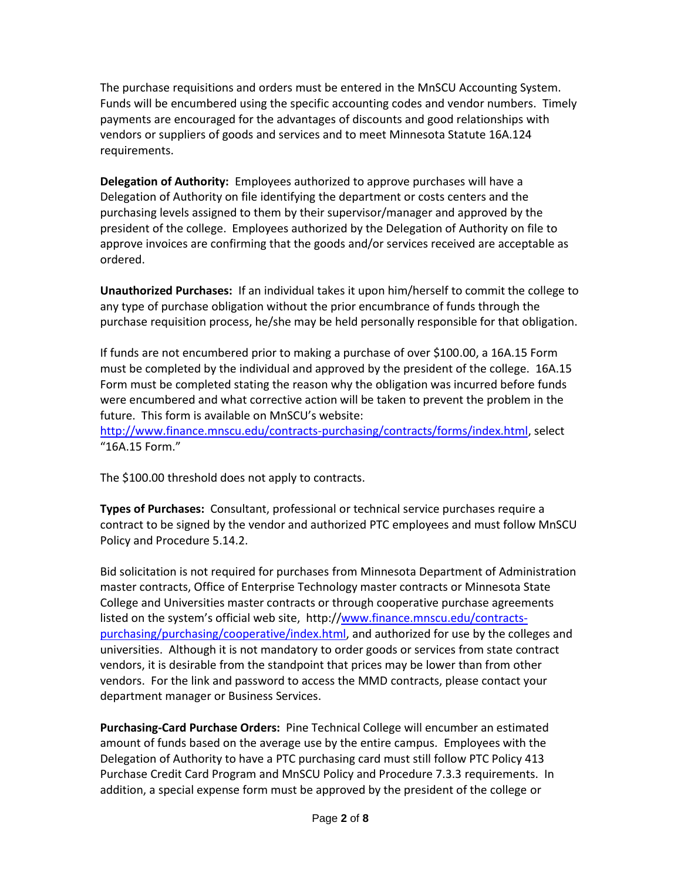The purchase requisitions and orders must be entered in the MnSCU Accounting System. Funds will be encumbered using the specific accounting codes and vendor numbers. Timely payments are encouraged for the advantages of discounts and good relationships with vendors or suppliers of goods and services and to meet Minnesota Statute 16A.124 requirements.

**Delegation of Authority:** Employees authorized to approve purchases will have a Delegation of Authority on file identifying the department or costs centers and the purchasing levels assigned to them by their supervisor/manager and approved by the president of the college. Employees authorized by the Delegation of Authority on file to approve invoices are confirming that the goods and/or services received are acceptable as ordered.

**Unauthorized Purchases:** If an individual takes it upon him/herself to commit the college to any type of purchase obligation without the prior encumbrance of funds through the purchase requisition process, he/she may be held personally responsible for that obligation.

If funds are not encumbered prior to making a purchase of over $100.00, a 16A.15 Form must be completed by the individual and approved by the president of the college. 16A.15 Form must be completed stating the reason why the obligation was incurred before funds were encumbered and what corrective action will be taken to prevent the problem in the future. This form is available on MnSCU's website: http://www.finance.mnscu.edu/contracts-purchasing/contracts/forms/index.html, select "16A.15 Form."

The $100.00 threshold does not apply to contracts.

**Types of Purchases:** Consultant, professional or technical service purchases require a contract to be signed by the vendor and authorized PTC employees and must follow MnSCU Policy and Procedure 5.14.2.

Bid solicitation is not required for purchases from Minnesota Department of Administration master contracts, Office of Enterprise Technology master contracts or Minnesota State College and Universities master contracts or through cooperative purchase agreements listed on the system's official web site, http://www.finance.mnscu.edu/contracts-purchasing/purchasing/cooperative/index.html, and authorized for use by the colleges and universities. Although it is not mandatory to order goods or services from state contract vendors, it is desirable from the standpoint that prices may be lower than from other vendors. For the link and password to access the MMD contracts, please contact your department manager or Business Services.

**Purchasing-Card Purchase Orders:** Pine Technical College will encumber an estimated amount of funds based on the average use by the entire campus. Employees with the Delegation of Authority to have a PTC purchasing card must still follow PTC Policy 413 Purchase Credit Card Program and MnSCU Policy and Procedure 7.3.3 requirements. In addition, a special expense form must be approved by the president of the college or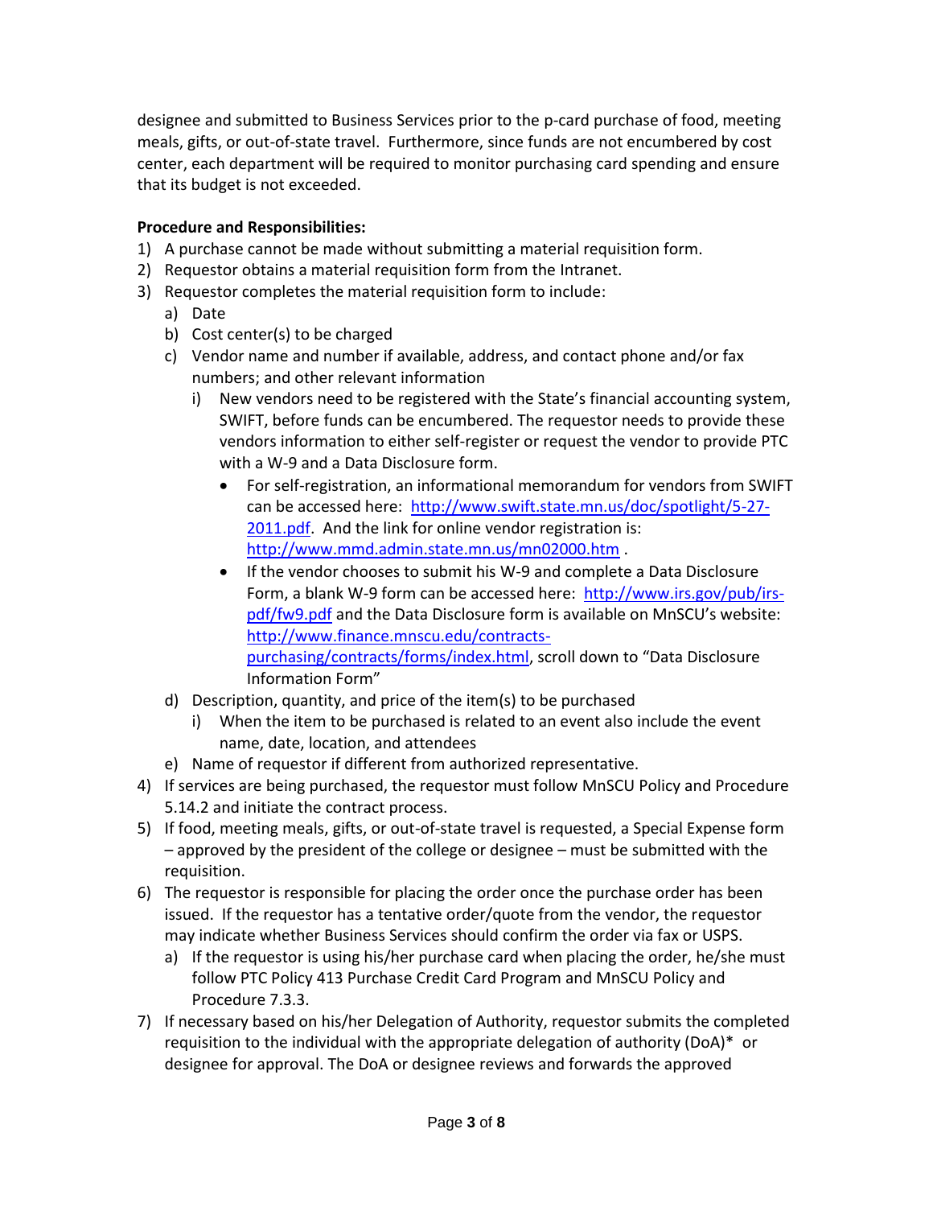designee and submitted to Business Services prior to the p-card purchase of food, meeting meals, gifts, or out-of-state travel. Furthermore, since funds are not encumbered by cost center, each department will be required to monitor purchasing card spending and ensure that its budget is not exceeded.

**Procedure and Responsibilities:**

1) A purchase cannot be made without submitting a material requisition form.
2) Requestor obtains a material requisition form from the Intranet.
3) Requestor completes the material requisition form to include:
   a) Date
   b) Cost center(s) to be charged
   c) Vendor name and number if available, address, and contact phone and/or fax numbers; and other relevant information
      i) New vendors need to be registered with the State's financial accounting system, SWIFT, before funds can be encumbered. The requestor needs to provide these vendors information to either self-register or request the vendor to provide PTC with a W-9 and a Data Disclosure form.
         - For self-registration, an informational memorandum for vendors from SWIFT can be accessed here: [http://www.swift.state.mn.us/doc/spotlight/5-27-2011.pdf](http://www.swift.state.mn.us/doc/spotlight/5-27-2011.pdf). And the link for online vendor registration is: [http://www.mmd.admin.state.mn.us/mn02000.htm](http://www.mmd.admin.state.mn.us/mn02000.htm) .
         - If the vendor chooses to submit his W-9 and complete a Data Disclosure Form, a blank W-9 form can be accessed here: [http://www.irs.gov/pub/irs-pdf/fw9.pdf](http://www.irs.gov/pub/irs-pdf/fw9.pdf) and the Data Disclosure form is available on MnSCU's website: [http://www.finance.mnscu.edu/contracts-purchasing/contracts/forms/index.html](http://www.finance.mnscu.edu/contracts-purchasing/contracts/forms/index.html), scroll down to "Data Disclosure Information Form"
   d) Description, quantity, and price of the item(s) to be purchased
      i) When the item to be purchased is related to an event also include the event name, date, location, and attendees
   e) Name of requestor if different from authorized representative.
4) If services are being purchased, the requestor must follow MnSCU Policy and Procedure 5.14.2 and initiate the contract process.
5) If food, meeting meals, gifts, or out-of-state travel is requested, a Special Expense form – approved by the president of the college or designee – must be submitted with the requisition.
6) The requestor is responsible for placing the order once the purchase order has been issued. If the requestor has a tentative order/quote from the vendor, the requestor may indicate whether Business Services should confirm the order via fax or USPS.
   a) If the requestor is using his/her purchase card when placing the order, he/she must follow PTC Policy 413 Purchase Credit Card Program and MnSCU Policy and Procedure 7.3.3.
7) If necessary based on his/her Delegation of Authority, requestor submits the completed requisition to the individual with the appropriate delegation of authority (DoA)* or designee for approval. The DoA or designee reviews and forwards the approved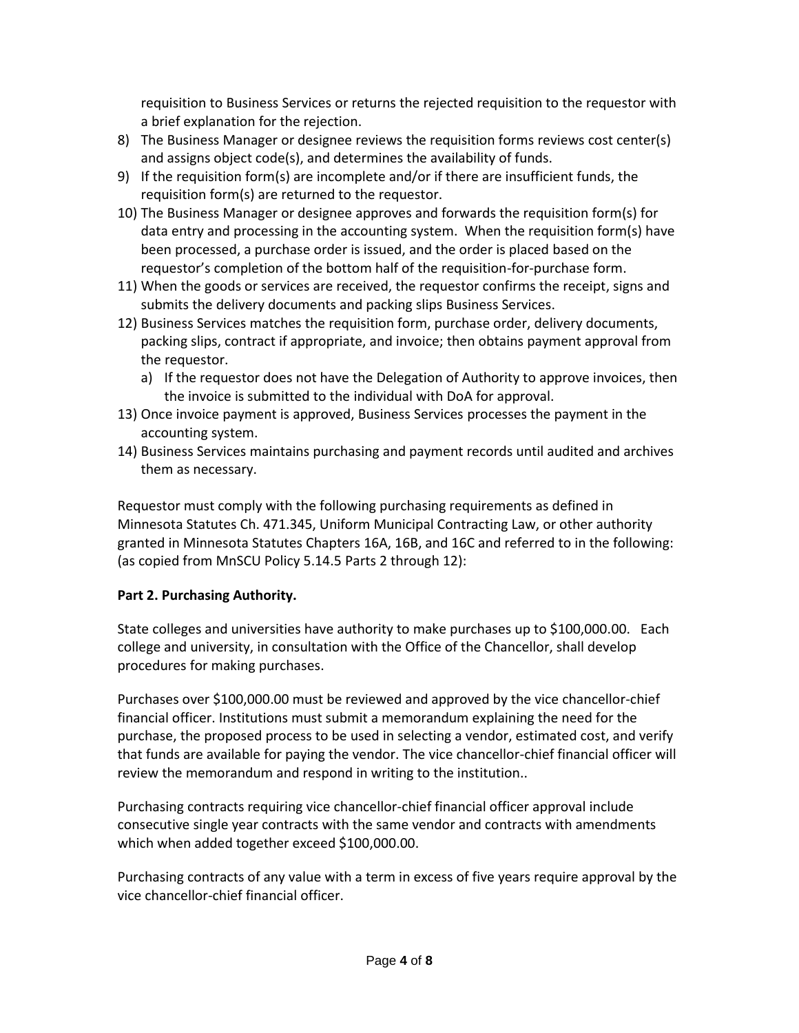requisition to Business Services or returns the rejected requisition to the requestor with a brief explanation for the rejection.

8) The Business Manager or designee reviews the requisition forms reviews cost center(s) and assigns object code(s), and determines the availability of funds.
9) If the requisition form(s) are incomplete and/or if there are insufficient funds, the requisition form(s) are returned to the requestor.
10) The Business Manager or designee approves and forwards the requisition form(s) for data entry and processing in the accounting system. When the requisition form(s) have been processed, a purchase order is issued, and the order is placed based on the requestor's completion of the bottom half of the requisition-for-purchase form.
11) When the goods or services are received, the requestor confirms the receipt, signs and submits the delivery documents and packing slips Business Services.
12) Business Services matches the requisition form, purchase order, delivery documents, packing slips, contract if appropriate, and invoice; then obtains payment approval from the requestor.
    a) If the requestor does not have the Delegation of Authority to approve invoices, then the invoice is submitted to the individual with DoA for approval.
13) Once invoice payment is approved, Business Services processes the payment in the accounting system.
14) Business Services maintains purchasing and payment records until audited and archives them as necessary.

Requestor must comply with the following purchasing requirements as defined in Minnesota Statutes Ch. 471.345, Uniform Municipal Contracting Law, or other authority granted in Minnesota Statutes Chapters 16A, 16B, and 16C and referred to in the following: (as copied from MnSCU Policy 5.14.5 Parts 2 through 12):

**Part 2. Purchasing Authority.**

State colleges and universities have authority to make purchases up to $100,000.00. Each college and university, in consultation with the Office of the Chancellor, shall develop procedures for making purchases.

Purchases over $100,000.00 must be reviewed and approved by the vice chancellor-chief financial officer. Institutions must submit a memorandum explaining the need for the purchase, the proposed process to be used in selecting a vendor, estimated cost, and verify that funds are available for paying the vendor. The vice chancellor-chief financial officer will review the memorandum and respond in writing to the institution..

Purchasing contracts requiring vice chancellor-chief financial officer approval include consecutive single year contracts with the same vendor and contracts with amendments which when added together exceed $100,000.00.

Purchasing contracts of any value with a term in excess of five years require approval by the vice chancellor-chief financial officer.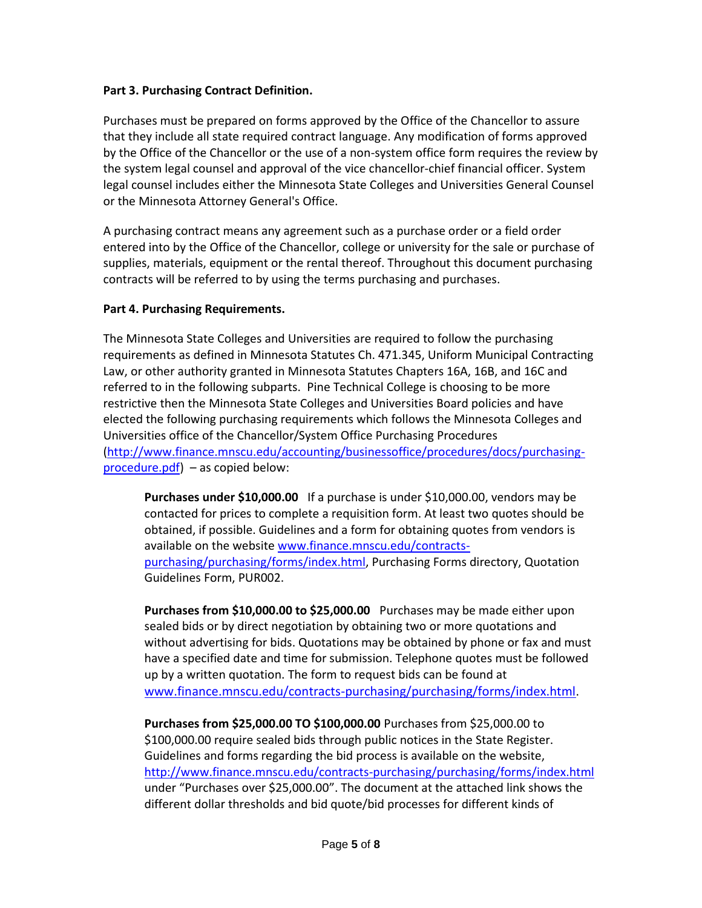**Part 3. Purchasing Contract Definition.**

Purchases must be prepared on forms approved by the Office of the Chancellor to assure that they include all state required contract language. Any modification of forms approved by the Office of the Chancellor or the use of a non-system office form requires the review by the system legal counsel and approval of the vice chancellor-chief financial officer. System legal counsel includes either the Minnesota State Colleges and Universities General Counsel or the Minnesota Attorney General's Office.

A purchasing contract means any agreement such as a purchase order or a field order entered into by the Office of the Chancellor, college or university for the sale or purchase of supplies, materials, equipment or the rental thereof. Throughout this document purchasing contracts will be referred to by using the terms purchasing and purchases.

**Part 4. Purchasing Requirements.**

The Minnesota State Colleges and Universities are required to follow the purchasing requirements as defined in Minnesota Statutes Ch. 471.345, Uniform Municipal Contracting Law, or other authority granted in Minnesota Statutes Chapters 16A, 16B, and 16C and referred to in the following subparts. Pine Technical College is choosing to be more restrictive then the Minnesota State Colleges and Universities Board policies and have elected the following purchasing requirements which follows the Minnesota Colleges and Universities office of the Chancellor/System Office Purchasing Procedures (http://www.finance.mnscu.edu/accounting/businessoffice/procedures/docs/purchasing-procedure.pdf) – as copied below:

> **Purchases under $10,000.00** If a purchase is under $10,000.00, vendors may be contacted for prices to complete a requisition form. At least two quotes should be obtained, if possible. Guidelines and a form for obtaining quotes from vendors is available on the website www.finance.mnscu.edu/contracts-purchasing/purchasing/forms/index.html, Purchasing Forms directory, Quotation Guidelines Form, PUR002.
>
> **Purchases from $10,000.00 to $25,000.00** Purchases may be made either upon sealed bids or by direct negotiation by obtaining two or more quotations and without advertising for bids. Quotations may be obtained by phone or fax and must have a specified date and time for submission. Telephone quotes must be followed up by a written quotation. The form to request bids can be found at www.finance.mnscu.edu/contracts-purchasing/purchasing/forms/index.html.
>
> **Purchases from $25,000.00 TO $100,000.00** Purchases from $25,000.00 to $100,000.00 require sealed bids through public notices in the State Register. Guidelines and forms regarding the bid process is available on the website, http://www.finance.mnscu.edu/contracts-purchasing/purchasing/forms/index.html under "Purchases over $25,000.00". The document at the attached link shows the different dollar thresholds and bid quote/bid processes for different kinds of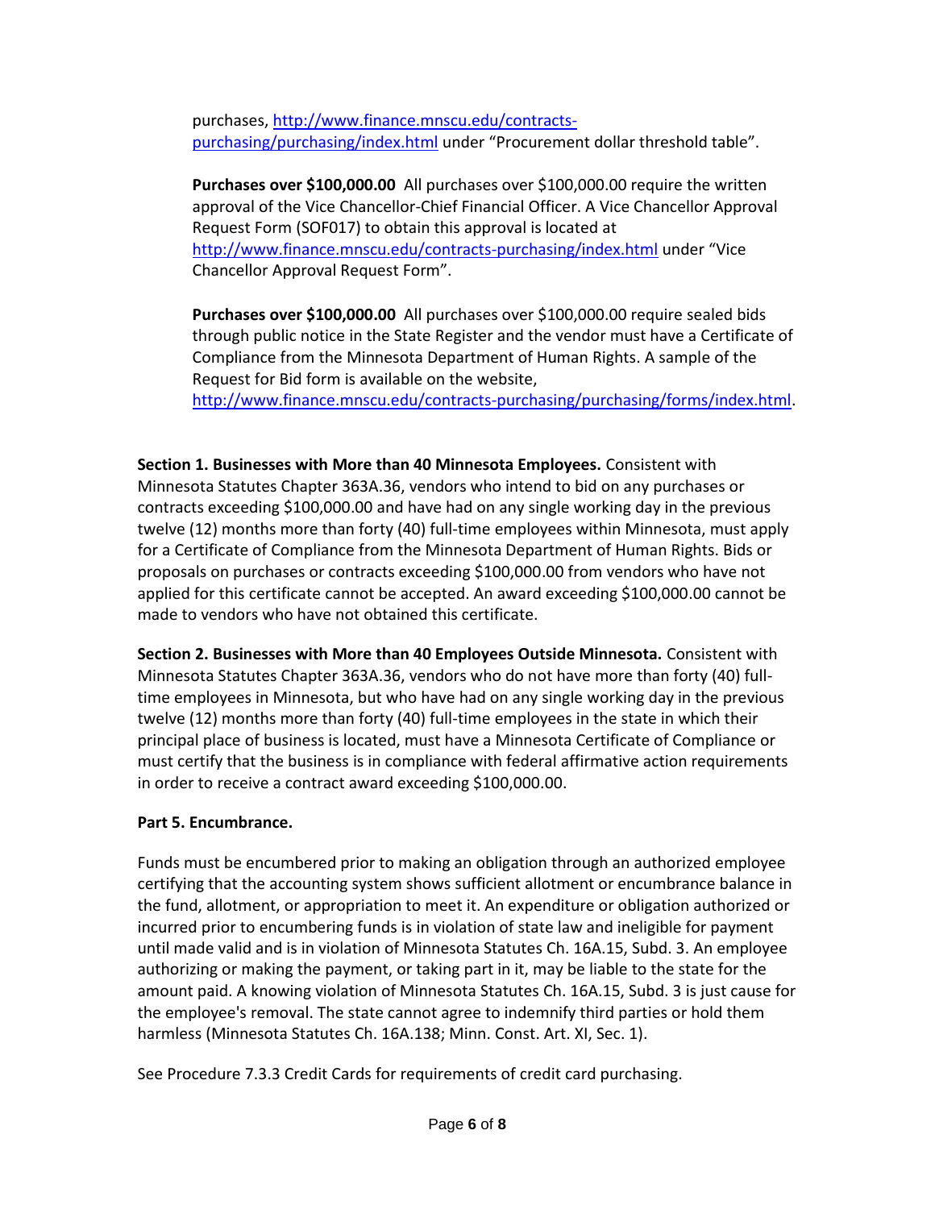purchases, [http://www.finance.mnscu.edu/contracts-purchasing/purchasing/index.html](http://www.finance.mnscu.edu/contracts-purchasing/purchasing/index.html) under "Procurement dollar threshold table".

**Purchases over $100,000.00** All purchases over $100,000.00 require the written approval of the Vice Chancellor-Chief Financial Officer. A Vice Chancellor Approval Request Form (SOF017) to obtain this approval is located at [http://www.finance.mnscu.edu/contracts-purchasing/index.html](http://www.finance.mnscu.edu/contracts-purchasing/index.html) under "Vice Chancellor Approval Request Form".

**Purchases over $100,000.00** All purchases over $100,000.00 require sealed bids through public notice in the State Register and the vendor must have a Certificate of Compliance from the Minnesota Department of Human Rights. A sample of the Request for Bid form is available on the website, [http://www.finance.mnscu.edu/contracts-purchasing/purchasing/forms/index.html](http://www.finance.mnscu.edu/contracts-purchasing/purchasing/forms/index.html).

**Section 1. Businesses with More than 40 Minnesota Employees.** Consistent with Minnesota Statutes Chapter 363A.36, vendors who intend to bid on any purchases or contracts exceeding $100,000.00 and have had on any single working day in the previous twelve (12) months more than forty (40) full-time employees within Minnesota, must apply for a Certificate of Compliance from the Minnesota Department of Human Rights. Bids or proposals on purchases or contracts exceeding $100,000.00 from vendors who have not applied for this certificate cannot be accepted. An award exceeding $100,000.00 cannot be made to vendors who have not obtained this certificate.

**Section 2. Businesses with More than 40 Employees Outside Minnesota.** Consistent with Minnesota Statutes Chapter 363A.36, vendors who do not have more than forty (40) full-time employees in Minnesota, but who have had on any single working day in the previous twelve (12) months more than forty (40) full-time employees in the state in which their principal place of business is located, must have a Minnesota Certificate of Compliance or must certify that the business is in compliance with federal affirmative action requirements in order to receive a contract award exceeding $100,000.00.

**Part 5. Encumbrance.**

Funds must be encumbered prior to making an obligation through an authorized employee certifying that the accounting system shows sufficient allotment or encumbrance balance in the fund, allotment, or appropriation to meet it. An expenditure or obligation authorized or incurred prior to encumbering funds is in violation of state law and ineligible for payment until made valid and is in violation of Minnesota Statutes Ch. 16A.15, Subd. 3. An employee authorizing or making the payment, or taking part in it, may be liable to the state for the amount paid. A knowing violation of Minnesota Statutes Ch. 16A.15, Subd. 3 is just cause for the employee's removal. The state cannot agree to indemnify third parties or hold them harmless (Minnesota Statutes Ch. 16A.138; Minn. Const. Art. XI, Sec. 1).

See Procedure 7.3.3 Credit Cards for requirements of credit card purchasing.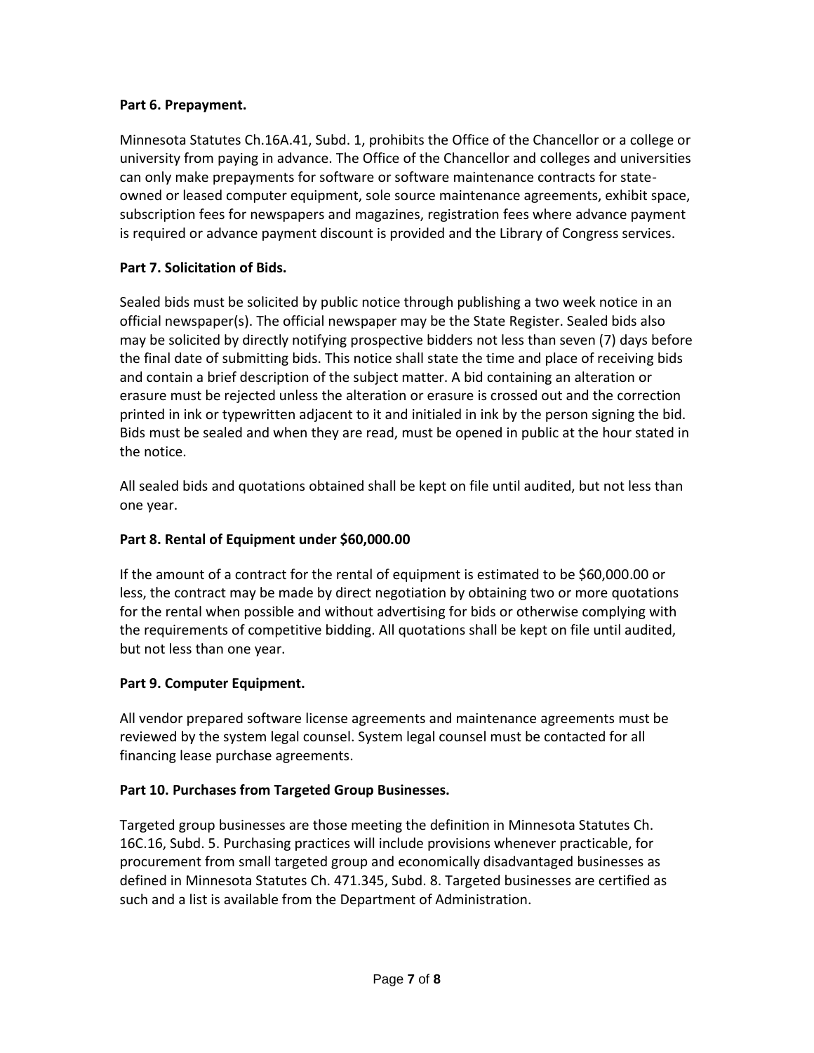**Part 6. Prepayment.**

Minnesota Statutes Ch.16A.41, Subd. 1, prohibits the Office of the Chancellor or a college or university from paying in advance. The Office of the Chancellor and colleges and universities can only make prepayments for software or software maintenance contracts for state-owned or leased computer equipment, sole source maintenance agreements, exhibit space, subscription fees for newspapers and magazines, registration fees where advance payment is required or advance payment discount is provided and the Library of Congress services.

**Part 7. Solicitation of Bids.**

Sealed bids must be solicited by public notice through publishing a two week notice in an official newspaper(s). The official newspaper may be the State Register. Sealed bids also may be solicited by directly notifying prospective bidders not less than seven (7) days before the final date of submitting bids. This notice shall state the time and place of receiving bids and contain a brief description of the subject matter. A bid containing an alteration or erasure must be rejected unless the alteration or erasure is crossed out and the correction printed in ink or typewritten adjacent to it and initialed in ink by the person signing the bid. Bids must be sealed and when they are read, must be opened in public at the hour stated in the notice.

All sealed bids and quotations obtained shall be kept on file until audited, but not less than one year.

**Part 8. Rental of Equipment under $60,000.00**

If the amount of a contract for the rental of equipment is estimated to be $60,000.00 or less, the contract may be made by direct negotiation by obtaining two or more quotations for the rental when possible and without advertising for bids or otherwise complying with the requirements of competitive bidding. All quotations shall be kept on file until audited, but not less than one year.

**Part 9. Computer Equipment.**

All vendor prepared software license agreements and maintenance agreements must be reviewed by the system legal counsel. System legal counsel must be contacted for all financing lease purchase agreements.

**Part 10. Purchases from Targeted Group Businesses.**

Targeted group businesses are those meeting the definition in Minnesota Statutes Ch. 16C.16, Subd. 5. Purchasing practices will include provisions whenever practicable, for procurement from small targeted group and economically disadvantaged businesses as defined in Minnesota Statutes Ch. 471.345, Subd. 8. Targeted businesses are certified as such and a list is available from the Department of Administration.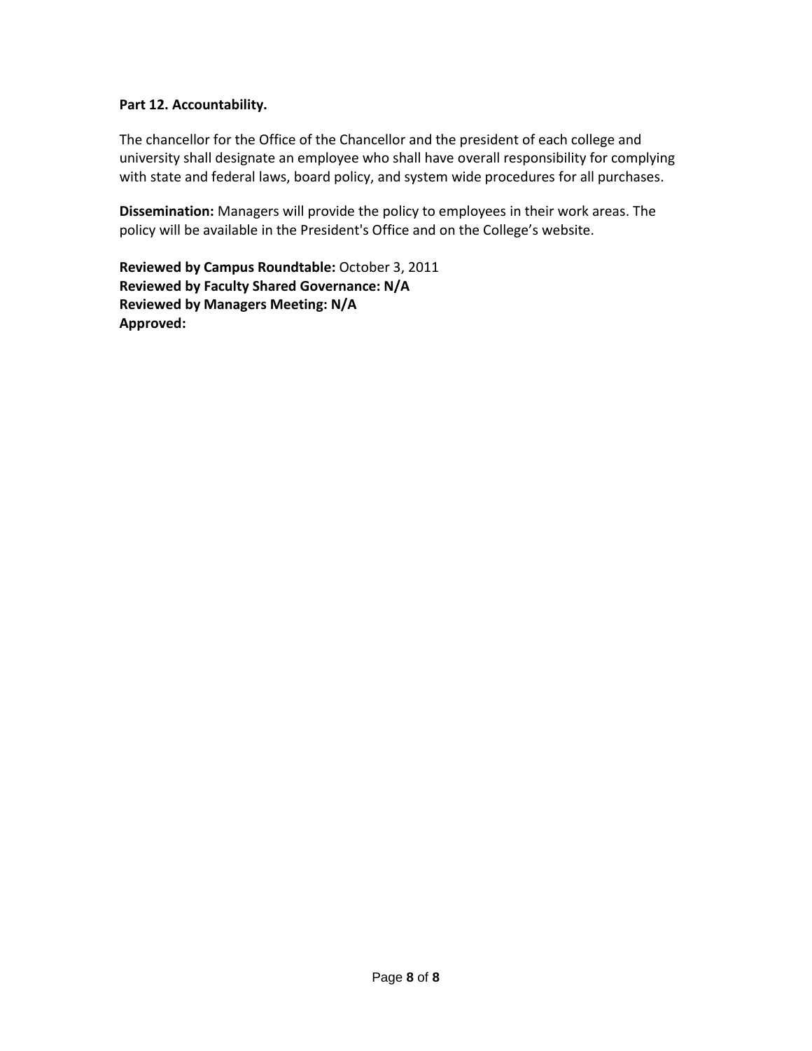**Part 12. Accountability.**

The chancellor for the Office of the Chancellor and the president of each college and university shall designate an employee who shall have overall responsibility for complying with state and federal laws, board policy, and system wide procedures for all purchases.

**Dissemination:** Managers will provide the policy to employees in their work areas. The policy will be available in the President's Office and on the College's website.

**Reviewed by Campus Roundtable:** October 3, 2011
**Reviewed by Faculty Shared Governance: N/A**
**Reviewed by Managers Meeting: N/A**
**Approved:**